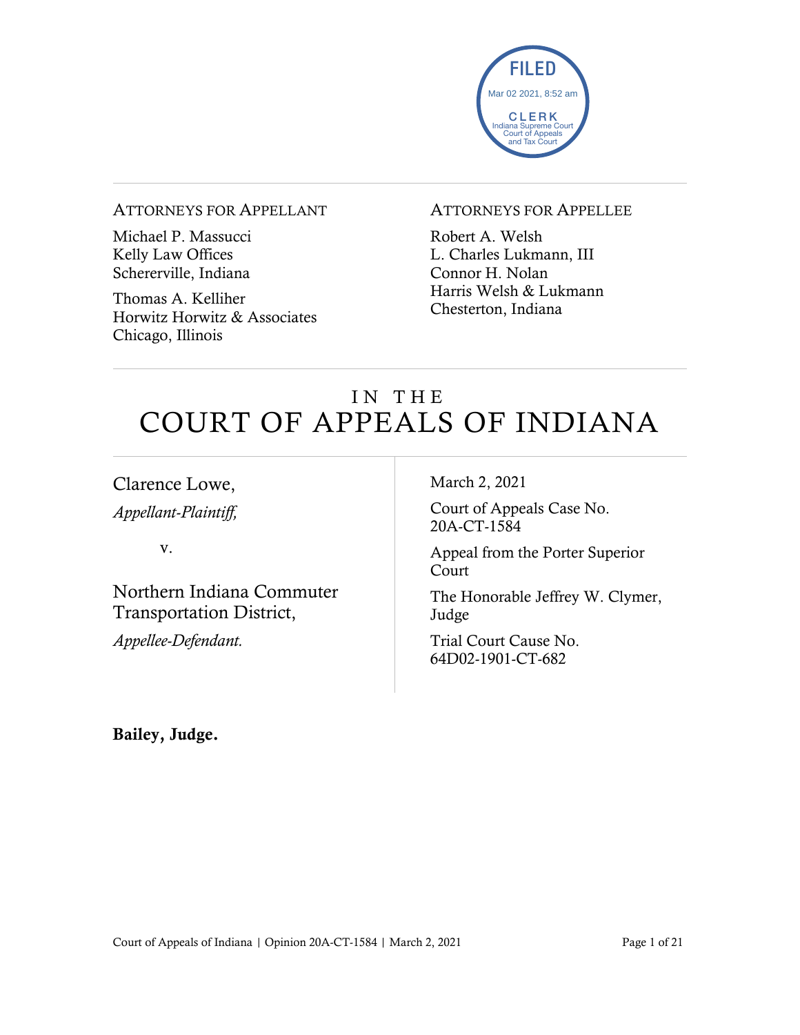FILED
Mar 02 2021, 8:52 am
CLERK
Indiana Supreme Court
Court of Appeals
and Tax Court

ATTORNEYS FOR APPELLANT

Michael P. Massucci
Kelly Law Offices
Schererville, Indiana

Thomas A. Kelliher
Horwitz Horwitz & Associates
Chicago, Illinois

ATTORNEYS FOR APPELLEE

Robert A. Welsh
L. Charles Lukmann, III
Connor H. Nolan
Harris Welsh & Lukmann
Chesterton, Indiana

# IN THE COURT OF APPEALS OF INDIANA

Clarence Lowe,
*Appellant-Plaintiff,*

v.

Northern Indiana Commuter Transportation District,
*Appellee-Defendant.*

March 2, 2021

Court of Appeals Case No. 20A-CT-1584

Appeal from the Porter Superior Court

The Honorable Jeffrey W. Clymer, Judge

Trial Court Cause No. 64D02-1901-CT-682

**Bailey, Judge.**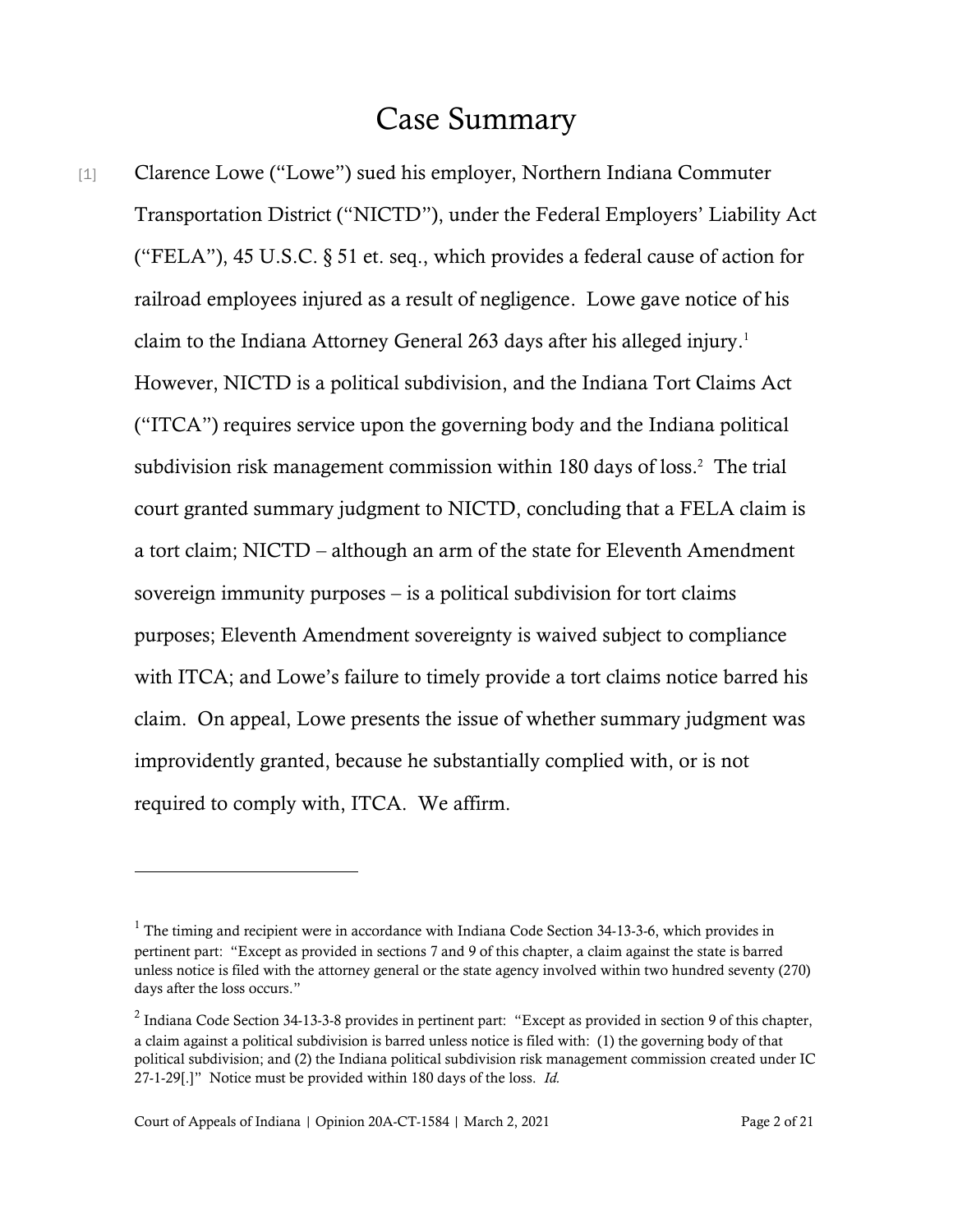# Case Summary

[1] Clarence Lowe ("Lowe") sued his employer, Northern Indiana Commuter Transportation District ("NICTD"), under the Federal Employers' Liability Act ("FELA"), 45 U.S.C. § 51 et. seq., which provides a federal cause of action for railroad employees injured as a result of negligence. Lowe gave notice of his claim to the Indiana Attorney General 263 days after his alleged injury.[1] However, NICTD is a political subdivision, and the Indiana Tort Claims Act ("ITCA") requires service upon the governing body and the Indiana political subdivision risk management commission within 180 days of loss.[2] The trial court granted summary judgment to NICTD, concluding that a FELA claim is a tort claim; NICTD – although an arm of the state for Eleventh Amendment sovereign immunity purposes – is a political subdivision for tort claims purposes; Eleventh Amendment sovereignty is waived subject to compliance with ITCA; and Lowe's failure to timely provide a tort claims notice barred his claim. On appeal, Lowe presents the issue of whether summary judgment was improvidently granted, because he substantially complied with, or is not required to comply with, ITCA. We affirm.

---

[1] The timing and recipient were in accordance with Indiana Code Section 34-13-3-6, which provides in pertinent part: "Except as provided in sections 7 and 9 of this chapter, a claim against the state is barred unless notice is filed with the attorney general or the state agency involved within two hundred seventy (270) days after the loss occurs."

[2] Indiana Code Section 34-13-3-8 provides in pertinent part: "Except as provided in section 9 of this chapter, a claim against a political subdivision is barred unless notice is filed with: (1) the governing body of that political subdivision; and (2) the Indiana political subdivision risk management commission created under IC 27-1-29[.]" Notice must be provided within 180 days of the loss. *Id.*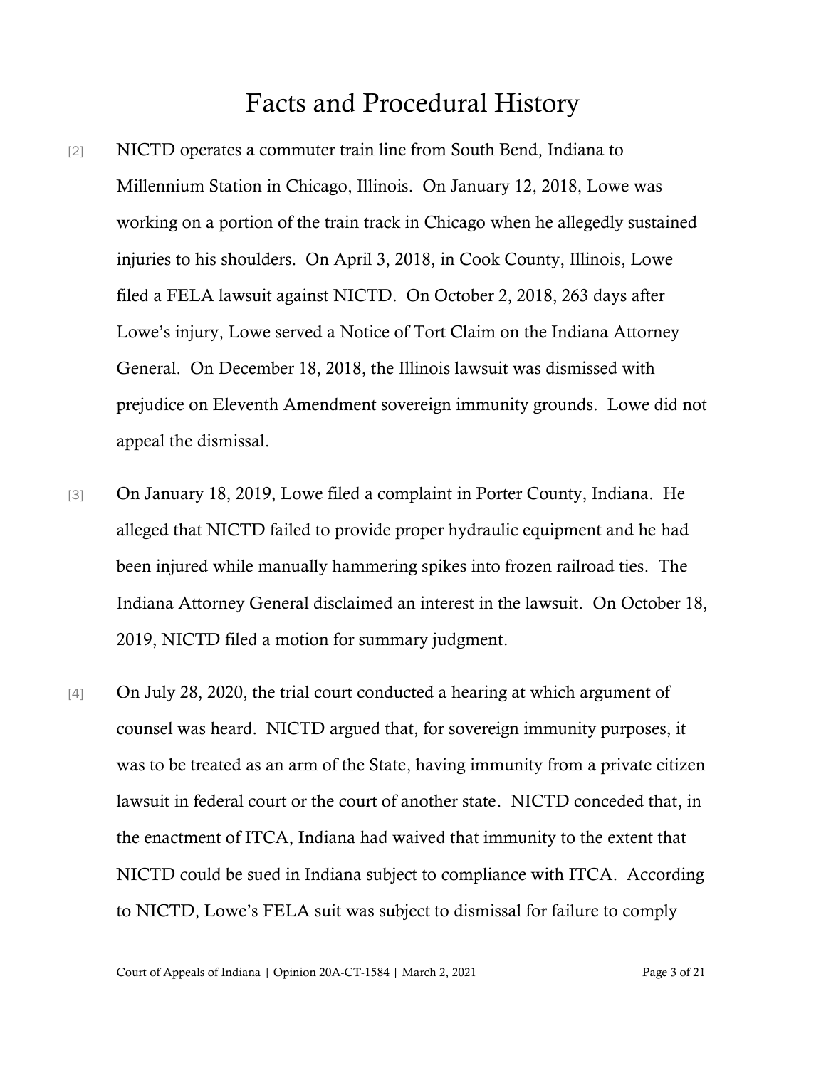# Facts and Procedural History

[2] NICTD operates a commuter train line from South Bend, Indiana to Millennium Station in Chicago, Illinois. On January 12, 2018, Lowe was working on a portion of the train track in Chicago when he allegedly sustained injuries to his shoulders. On April 3, 2018, in Cook County, Illinois, Lowe filed a FELA lawsuit against NICTD. On October 2, 2018, 263 days after Lowe's injury, Lowe served a Notice of Tort Claim on the Indiana Attorney General. On December 18, 2018, the Illinois lawsuit was dismissed with prejudice on Eleventh Amendment sovereign immunity grounds. Lowe did not appeal the dismissal.

[3] On January 18, 2019, Lowe filed a complaint in Porter County, Indiana. He alleged that NICTD failed to provide proper hydraulic equipment and he had been injured while manually hammering spikes into frozen railroad ties. The Indiana Attorney General disclaimed an interest in the lawsuit. On October 18, 2019, NICTD filed a motion for summary judgment.

[4] On July 28, 2020, the trial court conducted a hearing at which argument of counsel was heard. NICTD argued that, for sovereign immunity purposes, it was to be treated as an arm of the State, having immunity from a private citizen lawsuit in federal court or the court of another state. NICTD conceded that, in the enactment of ITCA, Indiana had waived that immunity to the extent that NICTD could be sued in Indiana subject to compliance with ITCA. According to NICTD, Lowe's FELA suit was subject to dismissal for failure to comply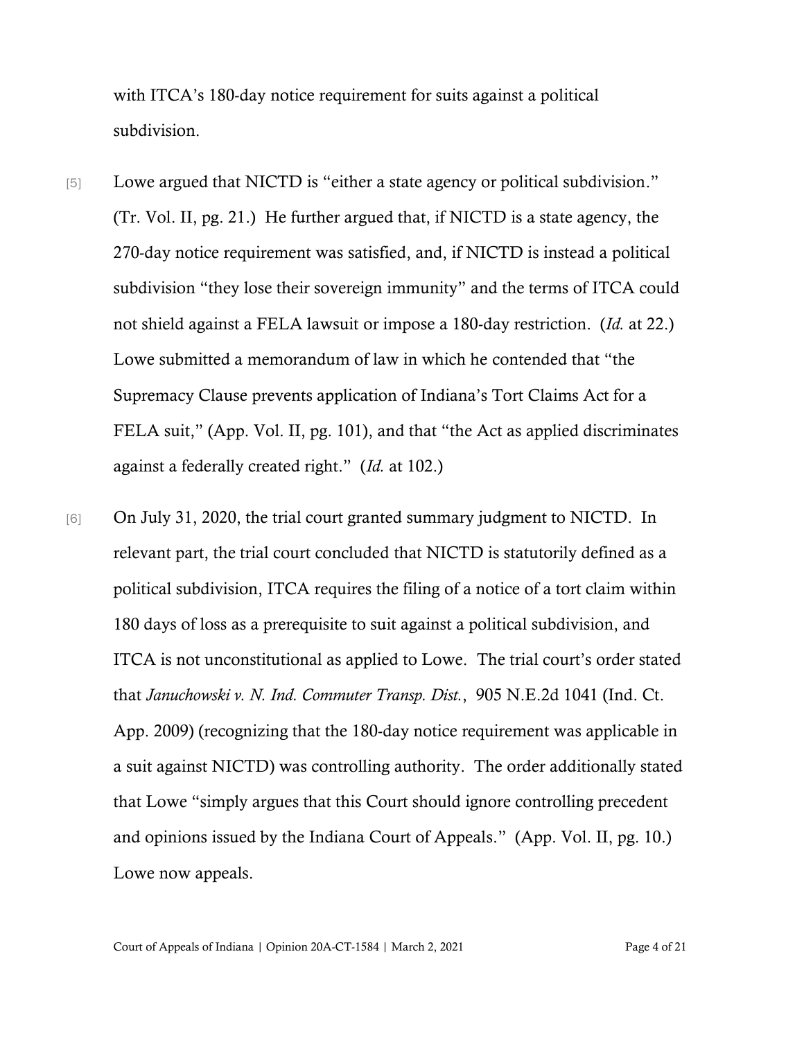with ITCA's 180-day notice requirement for suits against a political subdivision.

[5] Lowe argued that NICTD is "either a state agency or political subdivision." (Tr. Vol. II, pg. 21.) He further argued that, if NICTD is a state agency, the 270-day notice requirement was satisfied, and, if NICTD is instead a political subdivision "they lose their sovereign immunity" and the terms of ITCA could not shield against a FELA lawsuit or impose a 180-day restriction. (*Id.* at 22.) Lowe submitted a memorandum of law in which he contended that "the Supremacy Clause prevents application of Indiana's Tort Claims Act for a FELA suit," (App. Vol. II, pg. 101), and that "the Act as applied discriminates against a federally created right." (*Id.* at 102.)

[6] On July 31, 2020, the trial court granted summary judgment to NICTD. In relevant part, the trial court concluded that NICTD is statutorily defined as a political subdivision, ITCA requires the filing of a notice of a tort claim within 180 days of loss as a prerequisite to suit against a political subdivision, and ITCA is not unconstitutional as applied to Lowe. The trial court's order stated that *Januchowski v. N. Ind. Commuter Transp. Dist.*, 905 N.E.2d 1041 (Ind. Ct. App. 2009) (recognizing that the 180-day notice requirement was applicable in a suit against NICTD) was controlling authority. The order additionally stated that Lowe "simply argues that this Court should ignore controlling precedent and opinions issued by the Indiana Court of Appeals." (App. Vol. II, pg. 10.) Lowe now appeals.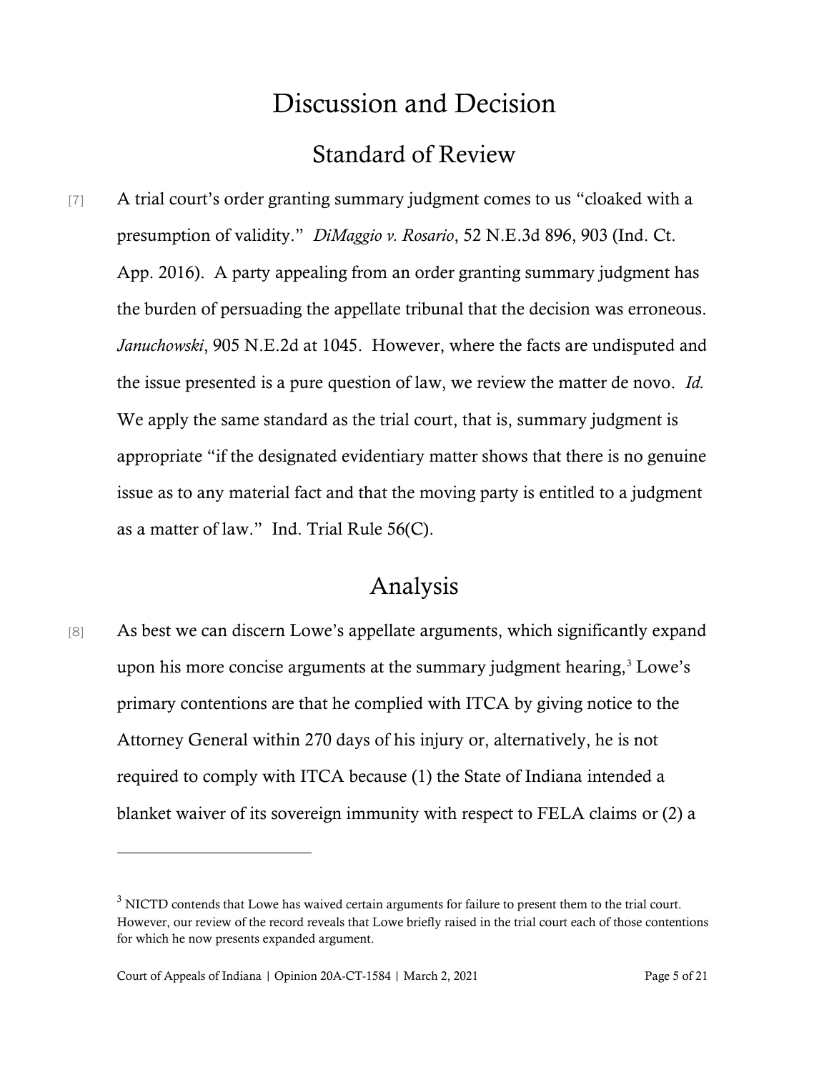# Discussion and Decision

## Standard of Review

[7] A trial court's order granting summary judgment comes to us "cloaked with a presumption of validity." *DiMaggio v. Rosario*, 52 N.E.3d 896, 903 (Ind. Ct. App. 2016). A party appealing from an order granting summary judgment has the burden of persuading the appellate tribunal that the decision was erroneous. *Januchowski*, 905 N.E.2d at 1045. However, where the facts are undisputed and the issue presented is a pure question of law, we review the matter de novo. *Id.* We apply the same standard as the trial court, that is, summary judgment is appropriate "if the designated evidentiary matter shows that there is no genuine issue as to any material fact and that the moving party is entitled to a judgment as a matter of law." Ind. Trial Rule 56(C).

## Analysis

[8] As best we can discern Lowe's appellate arguments, which significantly expand upon his more concise arguments at the summary judgment hearing,[3] Lowe's primary contentions are that he complied with ITCA by giving notice to the Attorney General within 270 days of his injury or, alternatively, he is not required to comply with ITCA because (1) the State of Indiana intended a blanket waiver of its sovereign immunity with respect to FELA claims or (2) a

---

[3] NICTD contends that Lowe has waived certain arguments for failure to present them to the trial court. However, our review of the record reveals that Lowe briefly raised in the trial court each of those contentions for which he now presents expanded argument.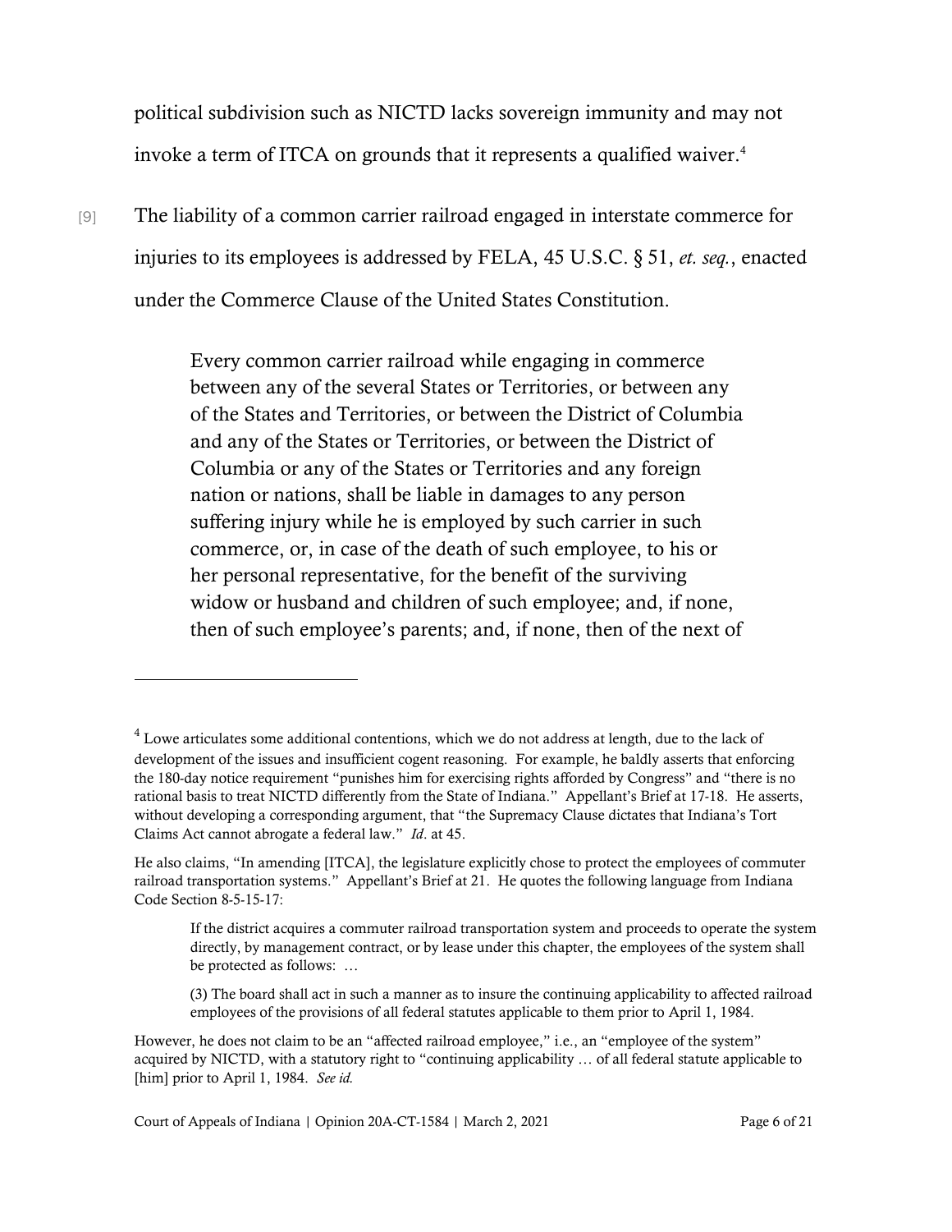political subdivision such as NICTD lacks sovereign immunity and may not invoke a term of ITCA on grounds that it represents a qualified waiver.[4]

[9] The liability of a common carrier railroad engaged in interstate commerce for injuries to its employees is addressed by FELA, 45 U.S.C. § 51, *et. seq.*, enacted under the Commerce Clause of the United States Constitution.

> Every common carrier railroad while engaging in commerce between any of the several States or Territories, or between any of the States and Territories, or between the District of Columbia and any of the States or Territories, or between the District of Columbia or any of the States or Territories and any foreign nation or nations, shall be liable in damages to any person suffering injury while he is employed by such carrier in such commerce, or, in case of the death of such employee, to his or her personal representative, for the benefit of the surviving widow or husband and children of such employee; and, if none, then of such employee's parents; and, if none, then of the next of

---

[4] Lowe articulates some additional contentions, which we do not address at length, due to the lack of development of the issues and insufficient cogent reasoning. For example, he baldly asserts that enforcing the 180-day notice requirement "punishes him for exercising rights afforded by Congress" and "there is no rational basis to treat NICTD differently from the State of Indiana." Appellant's Brief at 17-18. He asserts, without developing a corresponding argument, that "the Supremacy Clause dictates that Indiana's Tort Claims Act cannot abrogate a federal law." *Id*. at 45.

He also claims, "In amending [ITCA], the legislature explicitly chose to protect the employees of commuter railroad transportation systems." Appellant's Brief at 21. He quotes the following language from Indiana Code Section 8-5-15-17:

> If the district acquires a commuter railroad transportation system and proceeds to operate the system directly, by management contract, or by lease under this chapter, the employees of the system shall be protected as follows: …
>
> (3) The board shall act in such a manner as to insure the continuing applicability to affected railroad employees of the provisions of all federal statutes applicable to them prior to April 1, 1984.

However, he does not claim to be an "affected railroad employee," i.e., an "employee of the system" acquired by NICTD, with a statutory right to "continuing applicability … of all federal statute applicable to [him] prior to April 1, 1984. *See id.*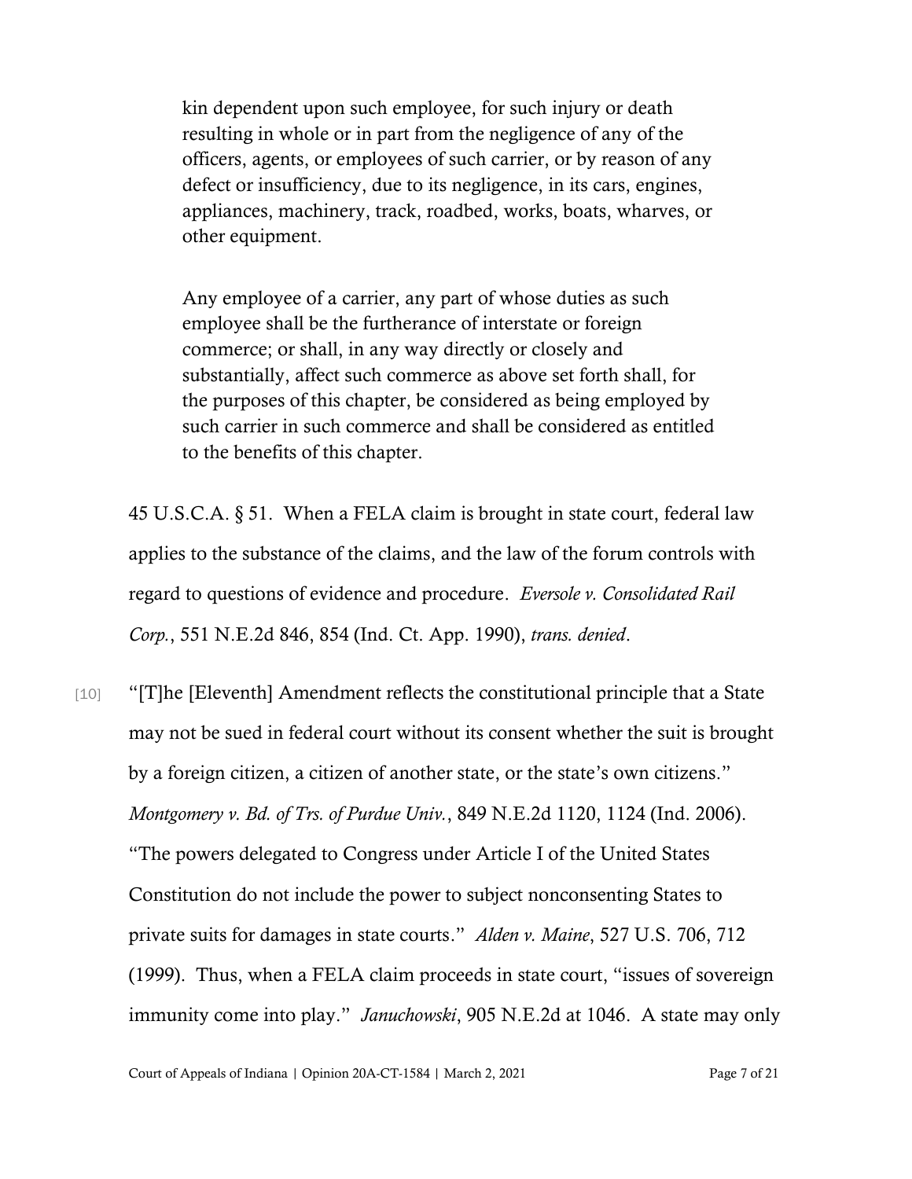> kin dependent upon such employee, for such injury or death resulting in whole or in part from the negligence of any of the officers, agents, or employees of such carrier, or by reason of any defect or insufficiency, due to its negligence, in its cars, engines, appliances, machinery, track, roadbed, works, boats, wharves, or other equipment.
>
> Any employee of a carrier, any part of whose duties as such employee shall be the furtherance of interstate or foreign commerce; or shall, in any way directly or closely and substantially, affect such commerce as above set forth shall, for the purposes of this chapter, be considered as being employed by such carrier in such commerce and shall be considered as entitled to the benefits of this chapter.

45 U.S.C.A. § 51. When a FELA claim is brought in state court, federal law applies to the substance of the claims, and the law of the forum controls with regard to questions of evidence and procedure. *Eversole v. Consolidated Rail Corp.*, 551 N.E.2d 846, 854 (Ind. Ct. App. 1990), *trans. denied*.

[10] "[T]he [Eleventh] Amendment reflects the constitutional principle that a State may not be sued in federal court without its consent whether the suit is brought by a foreign citizen, a citizen of another state, or the state's own citizens." *Montgomery v. Bd. of Trs. of Purdue Univ.*, 849 N.E.2d 1120, 1124 (Ind. 2006). "The powers delegated to Congress under Article I of the United States Constitution do not include the power to subject nonconsenting States to private suits for damages in state courts." *Alden v. Maine*, 527 U.S. 706, 712 (1999). Thus, when a FELA claim proceeds in state court, "issues of sovereign immunity come into play." *Januchowski*, 905 N.E.2d at 1046. A state may only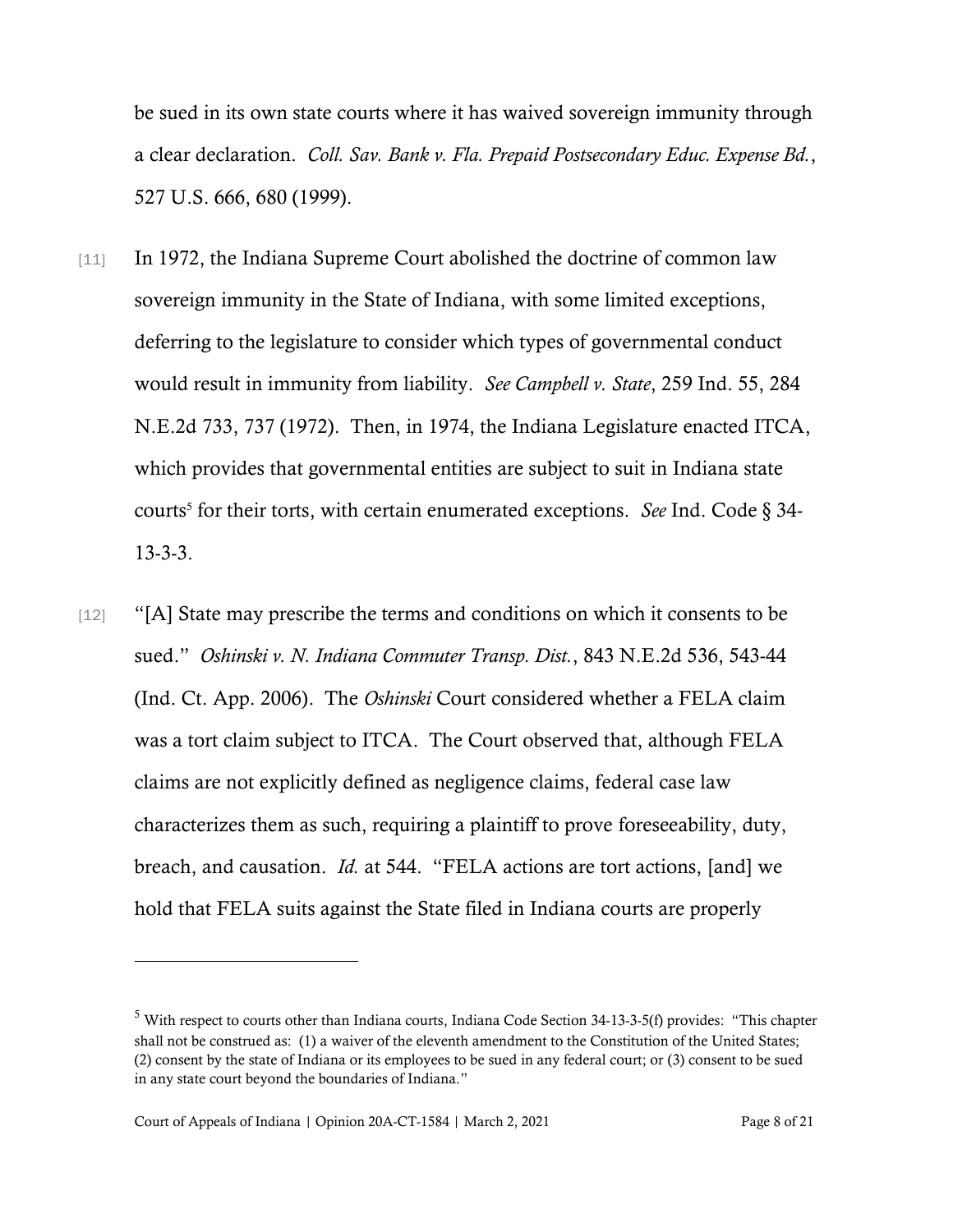be sued in its own state courts where it has waived sovereign immunity through a clear declaration. *Coll. Sav. Bank v. Fla. Prepaid Postsecondary Educ. Expense Bd.*, 527 U.S. 666, 680 (1999).

[11] In 1972, the Indiana Supreme Court abolished the doctrine of common law sovereign immunity in the State of Indiana, with some limited exceptions, deferring to the legislature to consider which types of governmental conduct would result in immunity from liability. *See Campbell v. State*, 259 Ind. 55, 284 N.E.2d 733, 737 (1972). Then, in 1974, the Indiana Legislature enacted ITCA, which provides that governmental entities are subject to suit in Indiana state courts[5] for their torts, with certain enumerated exceptions. *See* Ind. Code § 34-13-3-3.

[12] "[A] State may prescribe the terms and conditions on which it consents to be sued." *Oshinski v. N. Indiana Commuter Transp. Dist.*, 843 N.E.2d 536, 543-44 (Ind. Ct. App. 2006). The *Oshinski* Court considered whether a FELA claim was a tort claim subject to ITCA. The Court observed that, although FELA claims are not explicitly defined as negligence claims, federal case law characterizes them as such, requiring a plaintiff to prove foreseeability, duty, breach, and causation. *Id.* at 544. "FELA actions are tort actions, [and] we hold that FELA suits against the State filed in Indiana courts are properly

---

[5] With respect to courts other than Indiana courts, Indiana Code Section 34-13-3-5(f) provides: "This chapter shall not be construed as: (1) a waiver of the eleventh amendment to the Constitution of the United States; (2) consent by the state of Indiana or its employees to be sued in any federal court; or (3) consent to be sued in any state court beyond the boundaries of Indiana."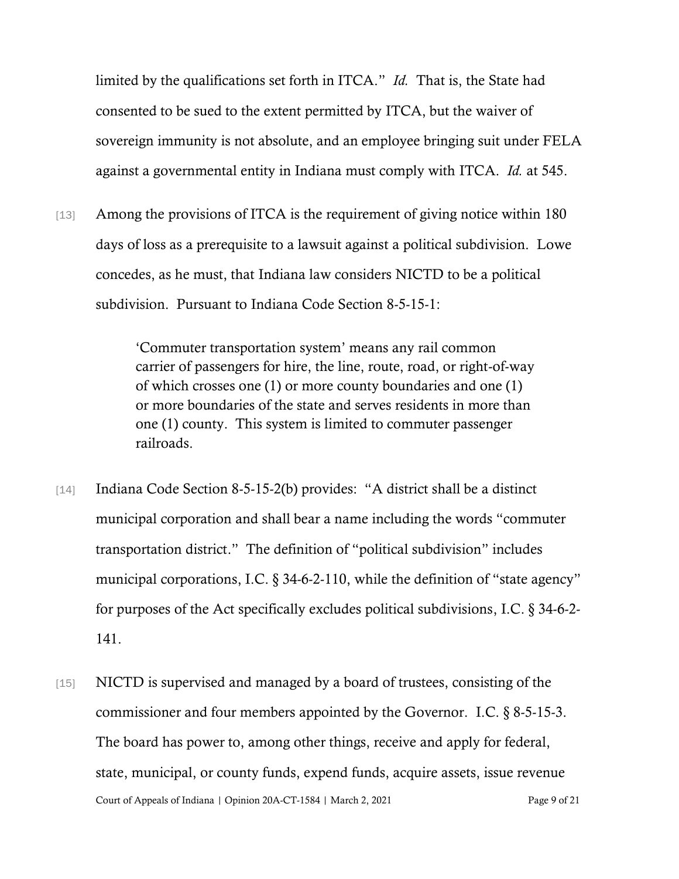limited by the qualifications set forth in ITCA." *Id.* That is, the State had consented to be sued to the extent permitted by ITCA, but the waiver of sovereign immunity is not absolute, and an employee bringing suit under FELA against a governmental entity in Indiana must comply with ITCA. *Id.* at 545.

[13] Among the provisions of ITCA is the requirement of giving notice within 180 days of loss as a prerequisite to a lawsuit against a political subdivision. Lowe concedes, as he must, that Indiana law considers NICTD to be a political subdivision. Pursuant to Indiana Code Section 8-5-15-1:

> 'Commuter transportation system' means any rail common carrier of passengers for hire, the line, route, road, or right-of-way of which crosses one (1) or more county boundaries and one (1) or more boundaries of the state and serves residents in more than one (1) county. This system is limited to commuter passenger railroads.

[14] Indiana Code Section 8-5-15-2(b) provides: "A district shall be a distinct municipal corporation and shall bear a name including the words "commuter transportation district." The definition of "political subdivision" includes municipal corporations, I.C. § 34-6-2-110, while the definition of "state agency" for purposes of the Act specifically excludes political subdivisions, I.C. § 34-6-2-141.

[15] NICTD is supervised and managed by a board of trustees, consisting of the commissioner and four members appointed by the Governor. I.C. § 8-5-15-3. The board has power to, among other things, receive and apply for federal, state, municipal, or county funds, expend funds, acquire assets, issue revenue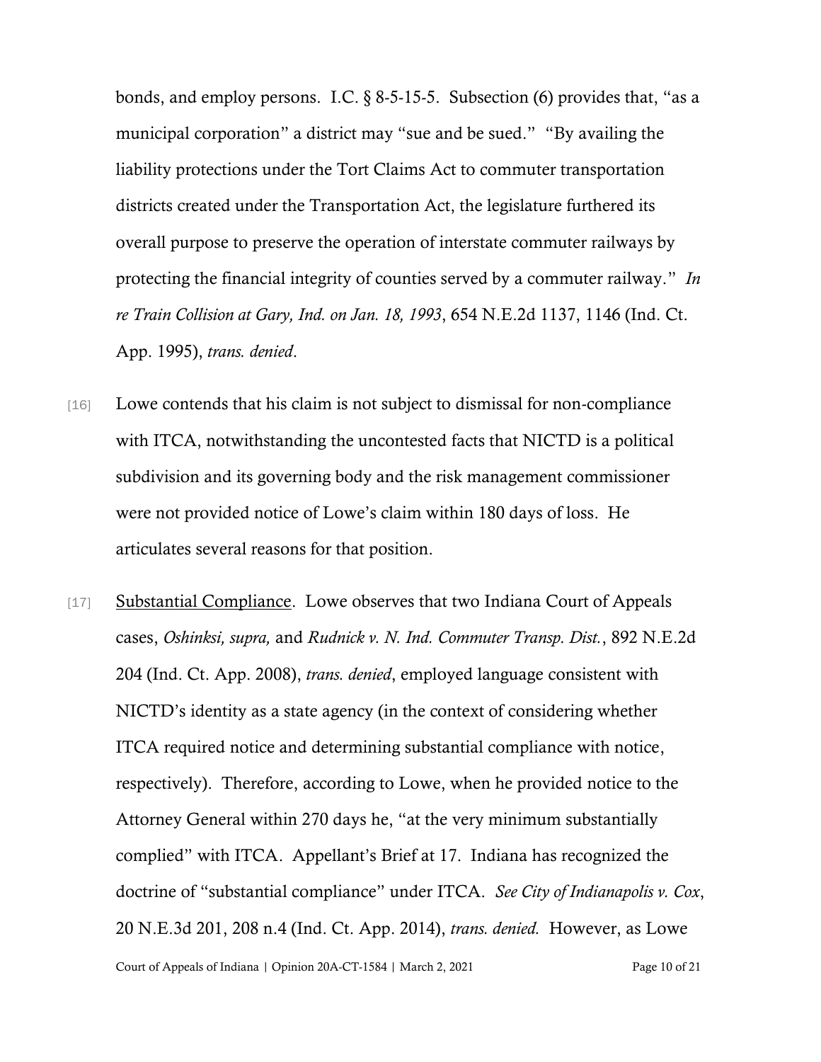bonds, and employ persons. I.C. § 8-5-15-5. Subsection (6) provides that, "as a municipal corporation" a district may "sue and be sued." "By availing the liability protections under the Tort Claims Act to commuter transportation districts created under the Transportation Act, the legislature furthered its overall purpose to preserve the operation of interstate commuter railways by protecting the financial integrity of counties served by a commuter railway." *In re Train Collision at Gary, Ind. on Jan. 18, 1993*, 654 N.E.2d 1137, 1146 (Ind. Ct. App. 1995), *trans. denied*.

[16] Lowe contends that his claim is not subject to dismissal for non-compliance with ITCA, notwithstanding the uncontested facts that NICTD is a political subdivision and its governing body and the risk management commissioner were not provided notice of Lowe's claim within 180 days of loss. He articulates several reasons for that position.

[17] Substantial Compliance. Lowe observes that two Indiana Court of Appeals cases, *Oshinksi, supra,* and *Rudnick v. N. Ind. Commuter Transp. Dist.*, 892 N.E.2d 204 (Ind. Ct. App. 2008), *trans. denied*, employed language consistent with NICTD's identity as a state agency (in the context of considering whether ITCA required notice and determining substantial compliance with notice, respectively). Therefore, according to Lowe, when he provided notice to the Attorney General within 270 days he, "at the very minimum substantially complied" with ITCA. Appellant's Brief at 17. Indiana has recognized the doctrine of "substantial compliance" under ITCA. *See City of Indianapolis v. Cox*, 20 N.E.3d 201, 208 n.4 (Ind. Ct. App. 2014), *trans. denied.* However, as Lowe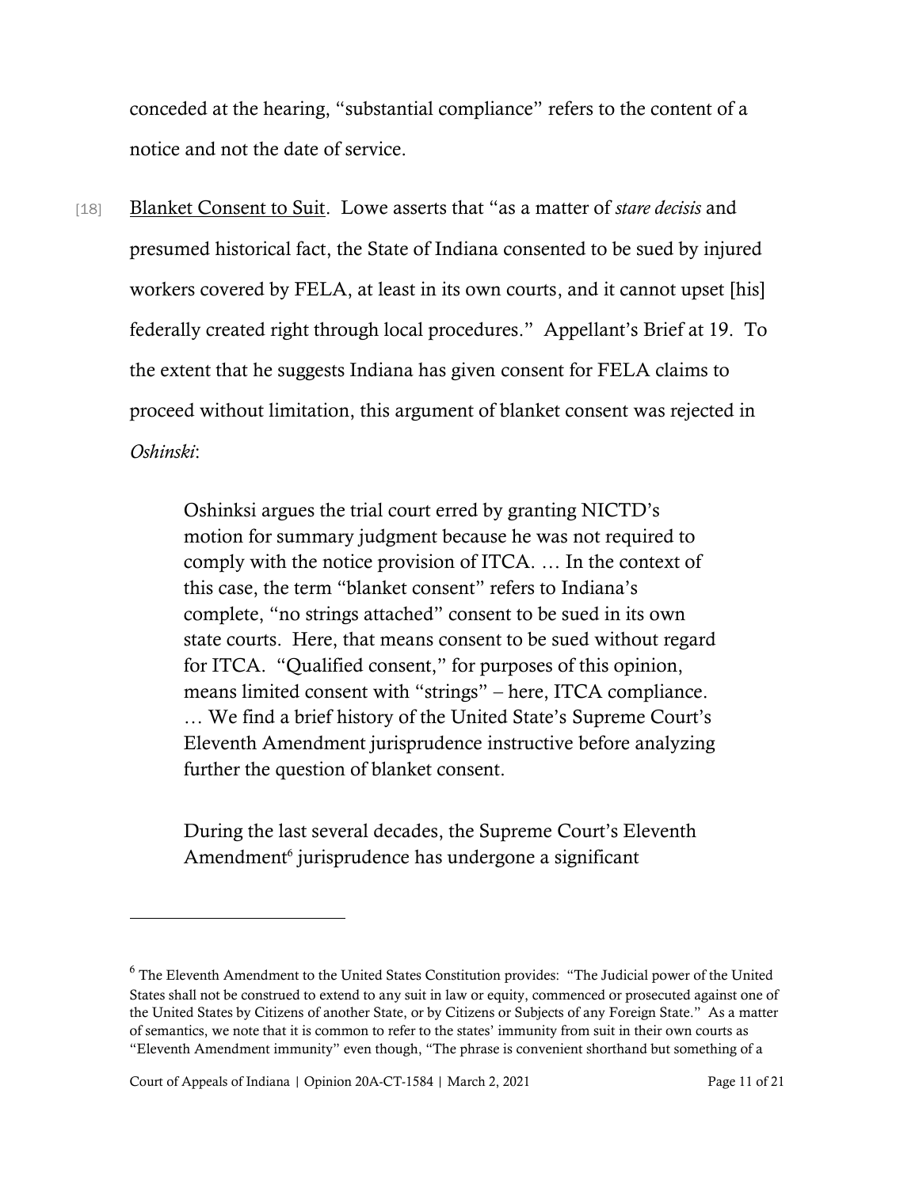conceded at the hearing, "substantial compliance" refers to the content of a notice and not the date of service.

[18] Blanket Consent to Suit. Lowe asserts that "as a matter of *stare decisis* and presumed historical fact, the State of Indiana consented to be sued by injured workers covered by FELA, at least in its own courts, and it cannot upset [his] federally created right through local procedures." Appellant's Brief at 19. To the extent that he suggests Indiana has given consent for FELA claims to proceed without limitation, this argument of blanket consent was rejected in *Oshinski*:

> Oshinksi argues the trial court erred by granting NICTD's motion for summary judgment because he was not required to comply with the notice provision of ITCA. … In the context of this case, the term "blanket consent" refers to Indiana's complete, "no strings attached" consent to be sued in its own state courts. Here, that means consent to be sued without regard for ITCA. "Qualified consent," for purposes of this opinion, means limited consent with "strings" – here, ITCA compliance. … We find a brief history of the United State's Supreme Court's Eleventh Amendment jurisprudence instructive before analyzing further the question of blanket consent.
>
> During the last several decades, the Supreme Court's Eleventh Amendment[6] jurisprudence has undergone a significant

[6] The Eleventh Amendment to the United States Constitution provides: "The Judicial power of the United States shall not be construed to extend to any suit in law or equity, commenced or prosecuted against one of the United States by Citizens of another State, or by Citizens or Subjects of any Foreign State." As a matter of semantics, we note that it is common to refer to the states' immunity from suit in their own courts as "Eleventh Amendment immunity" even though, "The phrase is convenient shorthand but something of a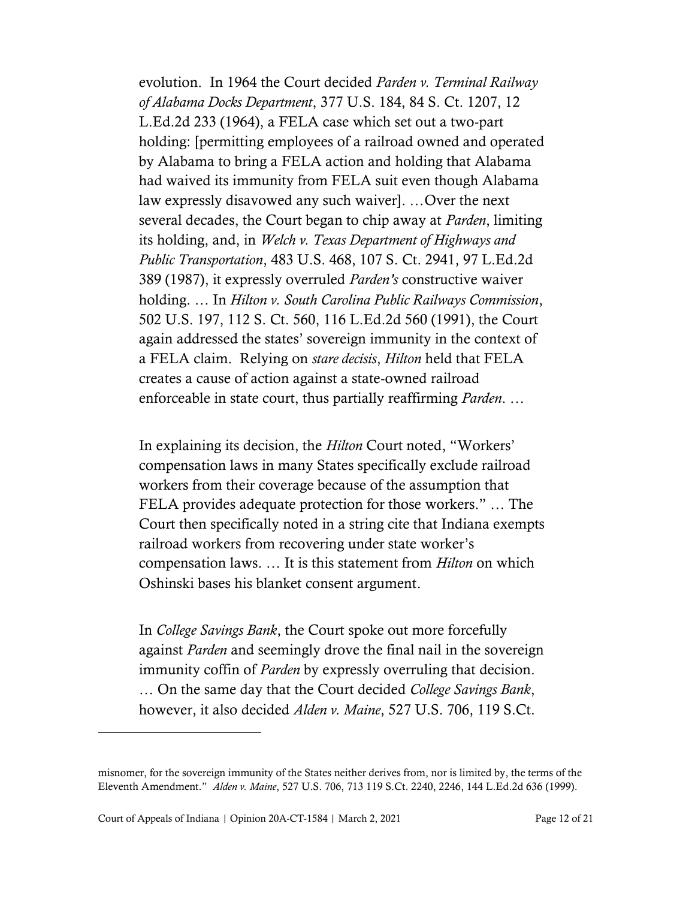evolution. In 1964 the Court decided *Parden v. Terminal Railway of Alabama Docks Department*, 377 U.S. 184, 84 S. Ct. 1207, 12 L.Ed.2d 233 (1964), a FELA case which set out a two-part holding: [permitting employees of a railroad owned and operated by Alabama to bring a FELA action and holding that Alabama had waived its immunity from FELA suit even though Alabama law expressly disavowed any such waiver]. …Over the next several decades, the Court began to chip away at *Parden*, limiting its holding, and, in *Welch v. Texas Department of Highways and Public Transportation*, 483 U.S. 468, 107 S. Ct. 2941, 97 L.Ed.2d 389 (1987), it expressly overruled *Parden's* constructive waiver holding. … In *Hilton v. South Carolina Public Railways Commission*, 502 U.S. 197, 112 S. Ct. 560, 116 L.Ed.2d 560 (1991), the Court again addressed the states' sovereign immunity in the context of a FELA claim. Relying on *stare decisis*, *Hilton* held that FELA creates a cause of action against a state-owned railroad enforceable in state court, thus partially reaffirming *Parden*. …

In explaining its decision, the *Hilton* Court noted, "Workers' compensation laws in many States specifically exclude railroad workers from their coverage because of the assumption that FELA provides adequate protection for those workers." … The Court then specifically noted in a string cite that Indiana exempts railroad workers from recovering under state worker's compensation laws. … It is this statement from *Hilton* on which Oshinski bases his blanket consent argument.

In *College Savings Bank*, the Court spoke out more forcefully against *Parden* and seemingly drove the final nail in the sovereign immunity coffin of *Parden* by expressly overruling that decision. … On the same day that the Court decided *College Savings Bank*, however, it also decided *Alden v. Maine*, 527 U.S. 706, 119 S.Ct.

---

misnomer, for the sovereign immunity of the States neither derives from, nor is limited by, the terms of the Eleventh Amendment." *Alden v. Maine*, 527 U.S. 706, 713 119 S.Ct. 2240, 2246, 144 L.Ed.2d 636 (1999).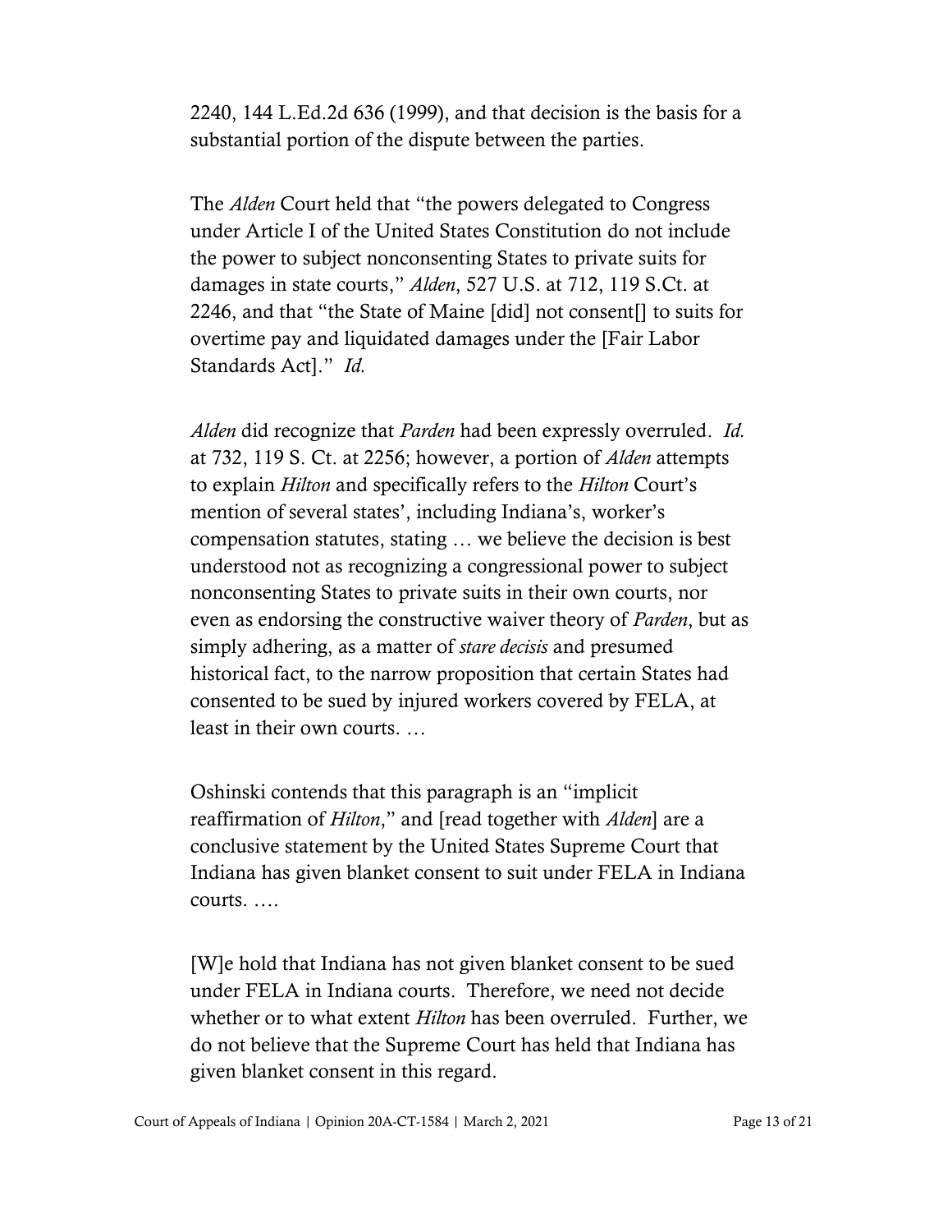2240, 144 L.Ed.2d 636 (1999), and that decision is the basis for a substantial portion of the dispute between the parties.

The *Alden* Court held that "the powers delegated to Congress under Article I of the United States Constitution do not include the power to subject nonconsenting States to private suits for damages in state courts," *Alden*, 527 U.S. at 712, 119 S.Ct. at 2246, and that "the State of Maine [did] not consent[] to suits for overtime pay and liquidated damages under the [Fair Labor Standards Act]." *Id.*

*Alden* did recognize that *Parden* had been expressly overruled. *Id.* at 732, 119 S. Ct. at 2256; however, a portion of *Alden* attempts to explain *Hilton* and specifically refers to the *Hilton* Court's mention of several states', including Indiana's, worker's compensation statutes, stating … we believe the decision is best understood not as recognizing a congressional power to subject nonconsenting States to private suits in their own courts, nor even as endorsing the constructive waiver theory of *Parden*, but as simply adhering, as a matter of *stare decisis* and presumed historical fact, to the narrow proposition that certain States had consented to be sued by injured workers covered by FELA, at least in their own courts. …

Oshinski contends that this paragraph is an "implicit reaffirmation of *Hilton*," and [read together with *Alden*] are a conclusive statement by the United States Supreme Court that Indiana has given blanket consent to suit under FELA in Indiana courts. ….

[W]e hold that Indiana has not given blanket consent to be sued under FELA in Indiana courts. Therefore, we need not decide whether or to what extent *Hilton* has been overruled. Further, we do not believe that the Supreme Court has held that Indiana has given blanket consent in this regard.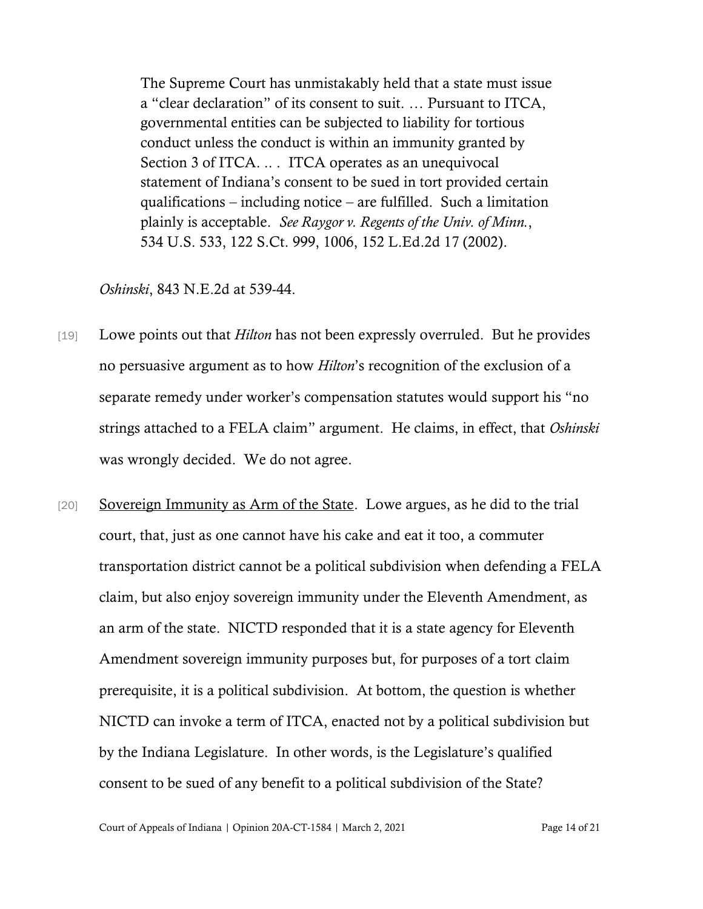> The Supreme Court has unmistakably held that a state must issue a "clear declaration" of its consent to suit. … Pursuant to ITCA, governmental entities can be subjected to liability for tortious conduct unless the conduct is within an immunity granted by Section 3 of ITCA. .. . ITCA operates as an unequivocal statement of Indiana's consent to be sued in tort provided certain qualifications – including notice – are fulfilled. Such a limitation plainly is acceptable. *See Raygor v. Regents of the Univ. of Minn.*, 534 U.S. 533, 122 S.Ct. 999, 1006, 152 L.Ed.2d 17 (2002).

*Oshinski*, 843 N.E.2d at 539-44.

[19] Lowe points out that *Hilton* has not been expressly overruled. But he provides no persuasive argument as to how *Hilton*'s recognition of the exclusion of a separate remedy under worker's compensation statutes would support his "no strings attached to a FELA claim" argument. He claims, in effect, that *Oshinski* was wrongly decided. We do not agree.

[20] <u>Sovereign Immunity as Arm of the State</u>. Lowe argues, as he did to the trial court, that, just as one cannot have his cake and eat it too, a commuter transportation district cannot be a political subdivision when defending a FELA claim, but also enjoy sovereign immunity under the Eleventh Amendment, as an arm of the state. NICTD responded that it is a state agency for Eleventh Amendment sovereign immunity purposes but, for purposes of a tort claim prerequisite, it is a political subdivision. At bottom, the question is whether NICTD can invoke a term of ITCA, enacted not by a political subdivision but by the Indiana Legislature. In other words, is the Legislature's qualified consent to be sued of any benefit to a political subdivision of the State?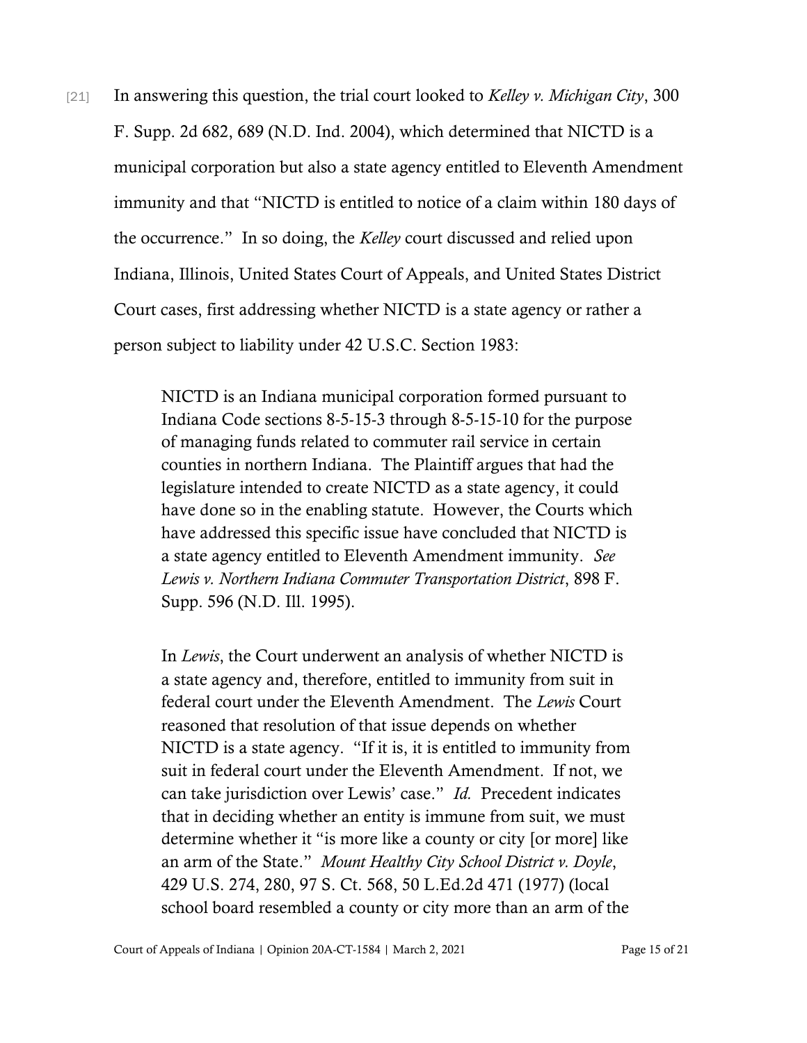[21] In answering this question, the trial court looked to *Kelley v. Michigan City*, 300 F. Supp. 2d 682, 689 (N.D. Ind. 2004), which determined that NICTD is a municipal corporation but also a state agency entitled to Eleventh Amendment immunity and that "NICTD is entitled to notice of a claim within 180 days of the occurrence." In so doing, the *Kelley* court discussed and relied upon Indiana, Illinois, United States Court of Appeals, and United States District Court cases, first addressing whether NICTD is a state agency or rather a person subject to liability under 42 U.S.C. Section 1983:

> NICTD is an Indiana municipal corporation formed pursuant to Indiana Code sections 8-5-15-3 through 8-5-15-10 for the purpose of managing funds related to commuter rail service in certain counties in northern Indiana. The Plaintiff argues that had the legislature intended to create NICTD as a state agency, it could have done so in the enabling statute. However, the Courts which have addressed this specific issue have concluded that NICTD is a state agency entitled to Eleventh Amendment immunity. *See Lewis v. Northern Indiana Commuter Transportation District*, 898 F. Supp. 596 (N.D. Ill. 1995).
>
> In *Lewis*, the Court underwent an analysis of whether NICTD is a state agency and, therefore, entitled to immunity from suit in federal court under the Eleventh Amendment. The *Lewis* Court reasoned that resolution of that issue depends on whether NICTD is a state agency. "If it is, it is entitled to immunity from suit in federal court under the Eleventh Amendment. If not, we can take jurisdiction over Lewis' case." *Id.* Precedent indicates that in deciding whether an entity is immune from suit, we must determine whether it "is more like a county or city [or more] like an arm of the State." *Mount Healthy City School District v. Doyle*, 429 U.S. 274, 280, 97 S. Ct. 568, 50 L.Ed.2d 471 (1977) (local school board resembled a county or city more than an arm of the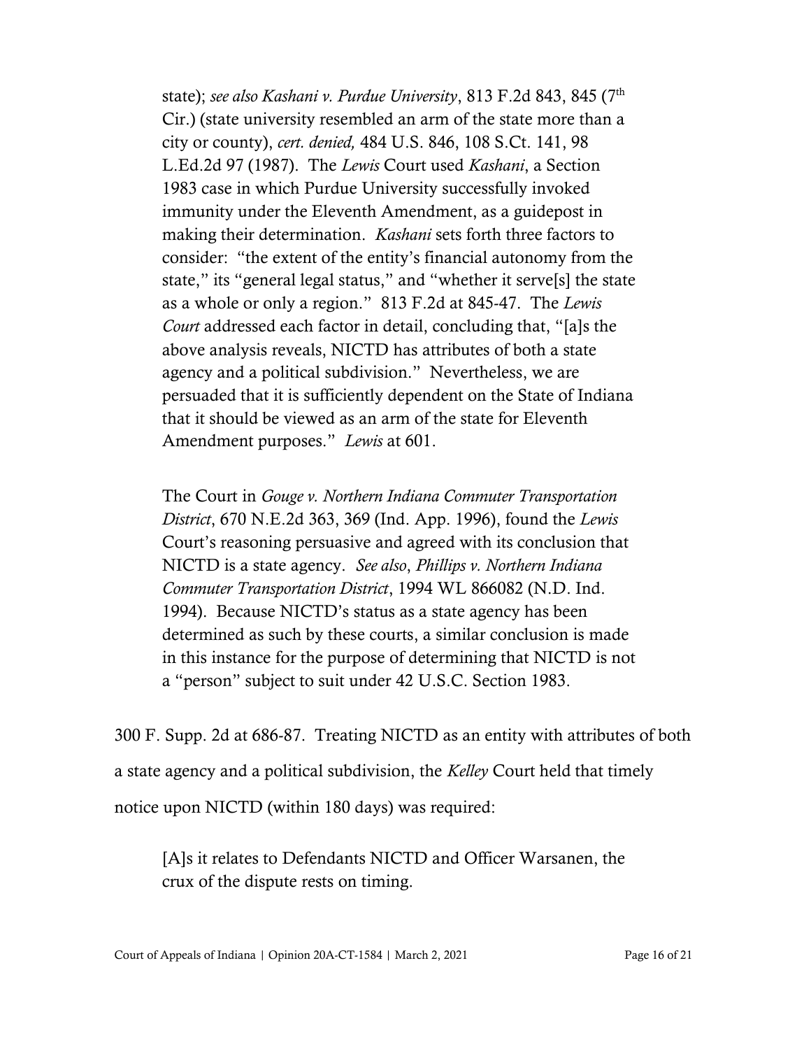> state); *see also Kashani v. Purdue University*, 813 F.2d 843, 845 (7th Cir.) (state university resembled an arm of the state more than a city or county), *cert. denied,* 484 U.S. 846, 108 S.Ct. 141, 98 L.Ed.2d 97 (1987). The *Lewis* Court used *Kashani*, a Section 1983 case in which Purdue University successfully invoked immunity under the Eleventh Amendment, as a guidepost in making their determination. *Kashani* sets forth three factors to consider: "the extent of the entity's financial autonomy from the state," its "general legal status," and "whether it serve[s] the state as a whole or only a region." 813 F.2d at 845-47. The *Lewis Court* addressed each factor in detail, concluding that, "[a]s the above analysis reveals, NICTD has attributes of both a state agency and a political subdivision." Nevertheless, we are persuaded that it is sufficiently dependent on the State of Indiana that it should be viewed as an arm of the state for Eleventh Amendment purposes." *Lewis* at 601.
>
> The Court in *Gouge v. Northern Indiana Commuter Transportation District*, 670 N.E.2d 363, 369 (Ind. App. 1996), found the *Lewis* Court's reasoning persuasive and agreed with its conclusion that NICTD is a state agency. *See also*, *Phillips v. Northern Indiana Commuter Transportation District*, 1994 WL 866082 (N.D. Ind. 1994). Because NICTD's status as a state agency has been determined as such by these courts, a similar conclusion is made in this instance for the purpose of determining that NICTD is not a "person" subject to suit under 42 U.S.C. Section 1983.

300 F. Supp. 2d at 686-87. Treating NICTD as an entity with attributes of both a state agency and a political subdivision, the *Kelley* Court held that timely notice upon NICTD (within 180 days) was required:

> [A]s it relates to Defendants NICTD and Officer Warsanen, the crux of the dispute rests on timing.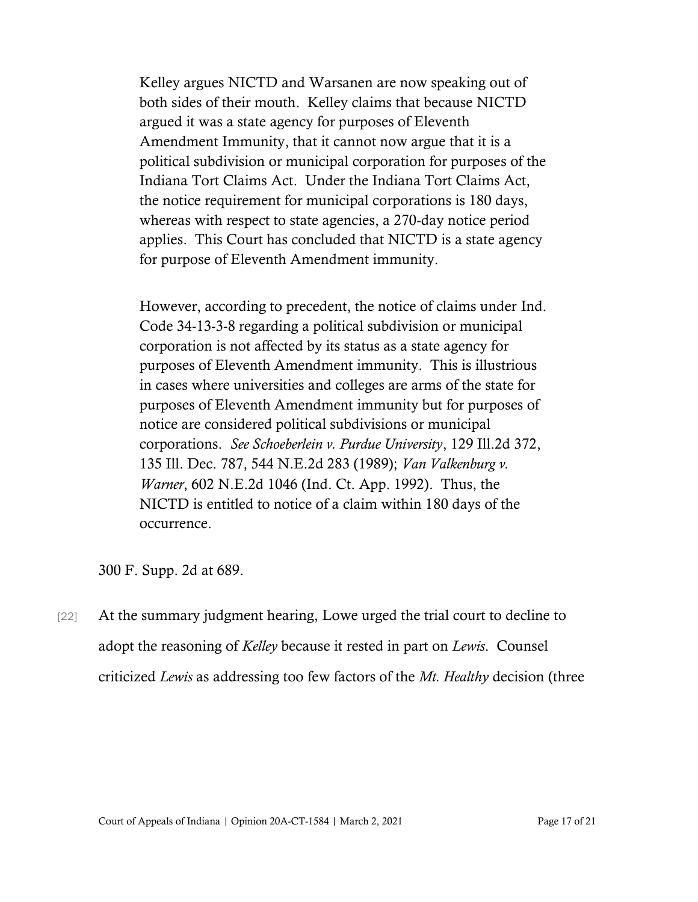> Kelley argues NICTD and Warsanen are now speaking out of both sides of their mouth. Kelley claims that because NICTD argued it was a state agency for purposes of Eleventh Amendment Immunity, that it cannot now argue that it is a political subdivision or municipal corporation for purposes of the Indiana Tort Claims Act. Under the Indiana Tort Claims Act, the notice requirement for municipal corporations is 180 days, whereas with respect to state agencies, a 270-day notice period applies. This Court has concluded that NICTD is a state agency for purpose of Eleventh Amendment immunity.
>
> However, according to precedent, the notice of claims under Ind. Code 34-13-3-8 regarding a political subdivision or municipal corporation is not affected by its status as a state agency for purposes of Eleventh Amendment immunity. This is illustrious in cases where universities and colleges are arms of the state for purposes of Eleventh Amendment immunity but for purposes of notice are considered political subdivisions or municipal corporations. *See Schoeberlein v. Purdue University*, 129 Ill.2d 372, 135 Ill. Dec. 787, 544 N.E.2d 283 (1989); *Van Valkenburg v. Warner*, 602 N.E.2d 1046 (Ind. Ct. App. 1992). Thus, the NICTD is entitled to notice of a claim within 180 days of the occurrence.

300 F. Supp. 2d at 689.

[22] At the summary judgment hearing, Lowe urged the trial court to decline to adopt the reasoning of *Kelley* because it rested in part on *Lewis*. Counsel criticized *Lewis* as addressing too few factors of the *Mt. Healthy* decision (three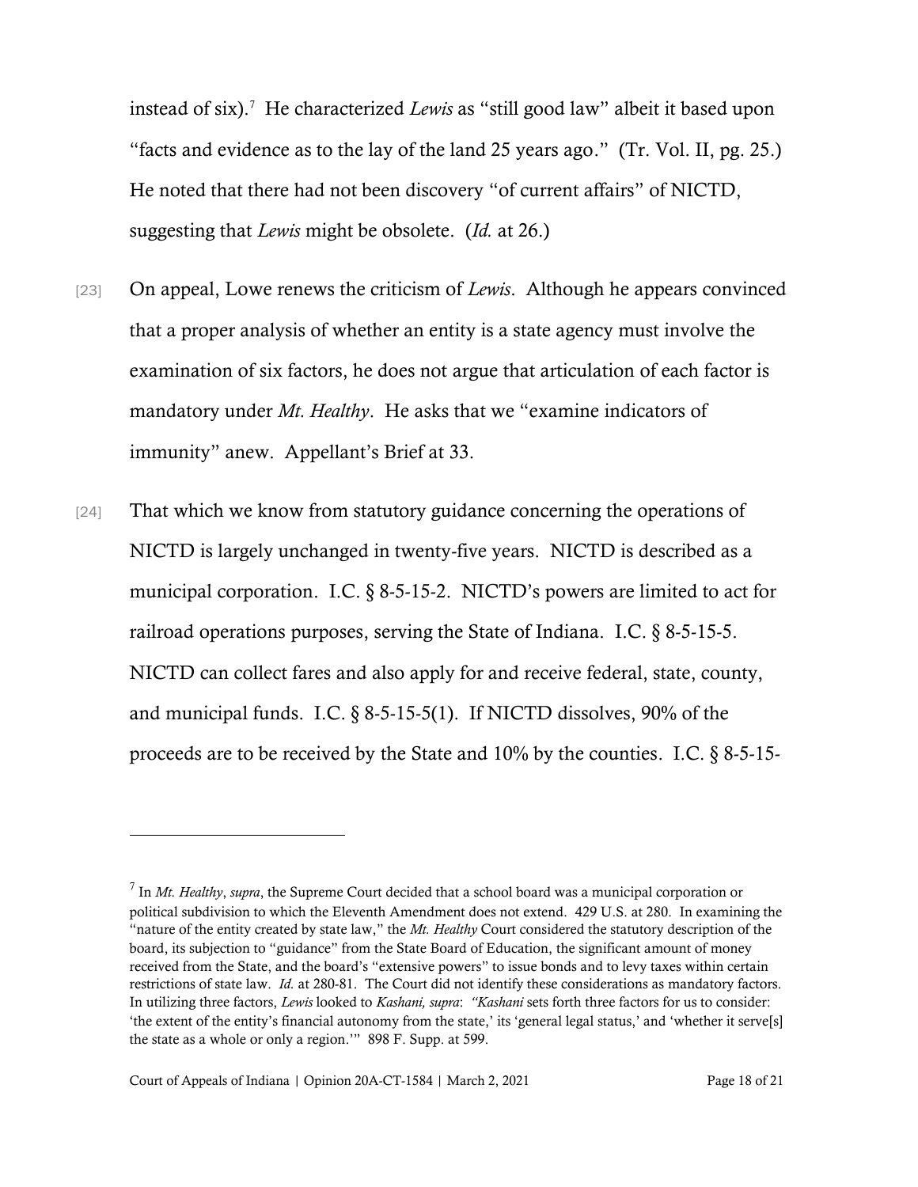instead of six).[7] He characterized *Lewis* as "still good law" albeit it based upon "facts and evidence as to the lay of the land 25 years ago." (Tr. Vol. II, pg. 25.) He noted that there had not been discovery "of current affairs" of NICTD, suggesting that *Lewis* might be obsolete. (*Id.* at 26.)

[23] On appeal, Lowe renews the criticism of *Lewis*. Although he appears convinced that a proper analysis of whether an entity is a state agency must involve the examination of six factors, he does not argue that articulation of each factor is mandatory under *Mt. Healthy*. He asks that we "examine indicators of immunity" anew. Appellant's Brief at 33.

[24] That which we know from statutory guidance concerning the operations of NICTD is largely unchanged in twenty-five years. NICTD is described as a municipal corporation. I.C. § 8-5-15-2. NICTD's powers are limited to act for railroad operations purposes, serving the State of Indiana. I.C. § 8-5-15-5. NICTD can collect fares and also apply for and receive federal, state, county, and municipal funds. I.C. § 8-5-15-5(1). If NICTD dissolves, 90% of the proceeds are to be received by the State and 10% by the counties. I.C. § 8-5-15-

---

[7] In *Mt. Healthy*, *supra*, the Supreme Court decided that a school board was a municipal corporation or political subdivision to which the Eleventh Amendment does not extend. 429 U.S. at 280. In examining the "nature of the entity created by state law," the *Mt. Healthy* Court considered the statutory description of the board, its subjection to "guidance" from the State Board of Education, the significant amount of money received from the State, and the board's "extensive powers" to issue bonds and to levy taxes within certain restrictions of state law. *Id.* at 280-81. The Court did not identify these considerations as mandatory factors. In utilizing three factors, *Lewis* looked to *Kashani, supra*: "*Kashani* sets forth three factors for us to consider: 'the extent of the entity's financial autonomy from the state,' its 'general legal status,' and 'whether it serve[s] the state as a whole or only a region.'" 898 F. Supp. at 599.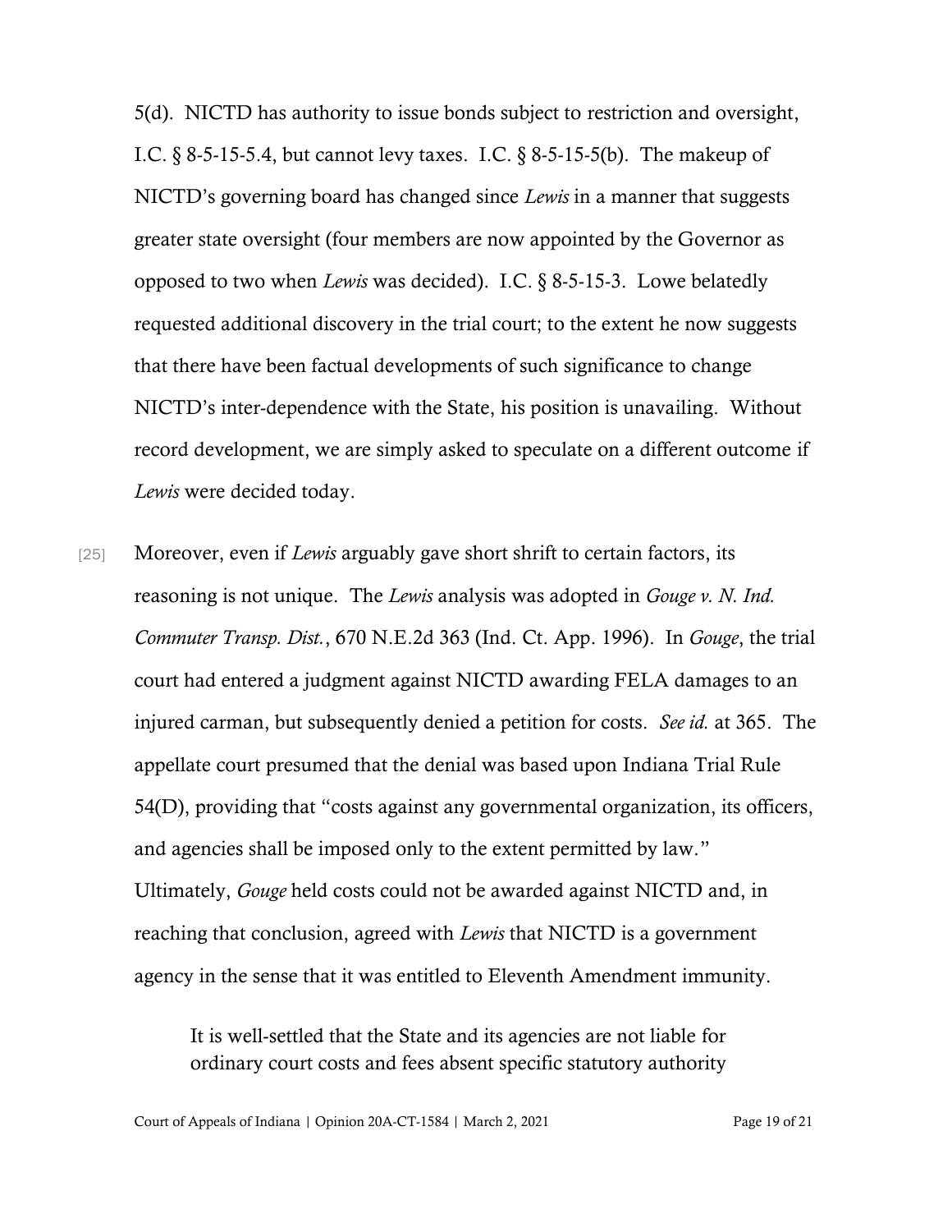5(d). NICTD has authority to issue bonds subject to restriction and oversight, I.C. § 8-5-15-5.4, but cannot levy taxes. I.C. § 8-5-15-5(b). The makeup of NICTD's governing board has changed since *Lewis* in a manner that suggests greater state oversight (four members are now appointed by the Governor as opposed to two when *Lewis* was decided). I.C. § 8-5-15-3. Lowe belatedly requested additional discovery in the trial court; to the extent he now suggests that there have been factual developments of such significance to change NICTD's inter-dependence with the State, his position is unavailing. Without record development, we are simply asked to speculate on a different outcome if *Lewis* were decided today.

[25] Moreover, even if *Lewis* arguably gave short shrift to certain factors, its reasoning is not unique. The *Lewis* analysis was adopted in *Gouge v. N. Ind. Commuter Transp. Dist.*, 670 N.E.2d 363 (Ind. Ct. App. 1996). In *Gouge*, the trial court had entered a judgment against NICTD awarding FELA damages to an injured carman, but subsequently denied a petition for costs. *See id.* at 365. The appellate court presumed that the denial was based upon Indiana Trial Rule 54(D), providing that "costs against any governmental organization, its officers, and agencies shall be imposed only to the extent permitted by law." Ultimately, *Gouge* held costs could not be awarded against NICTD and, in reaching that conclusion, agreed with *Lewis* that NICTD is a government agency in the sense that it was entitled to Eleventh Amendment immunity.

> It is well-settled that the State and its agencies are not liable for ordinary court costs and fees absent specific statutory authority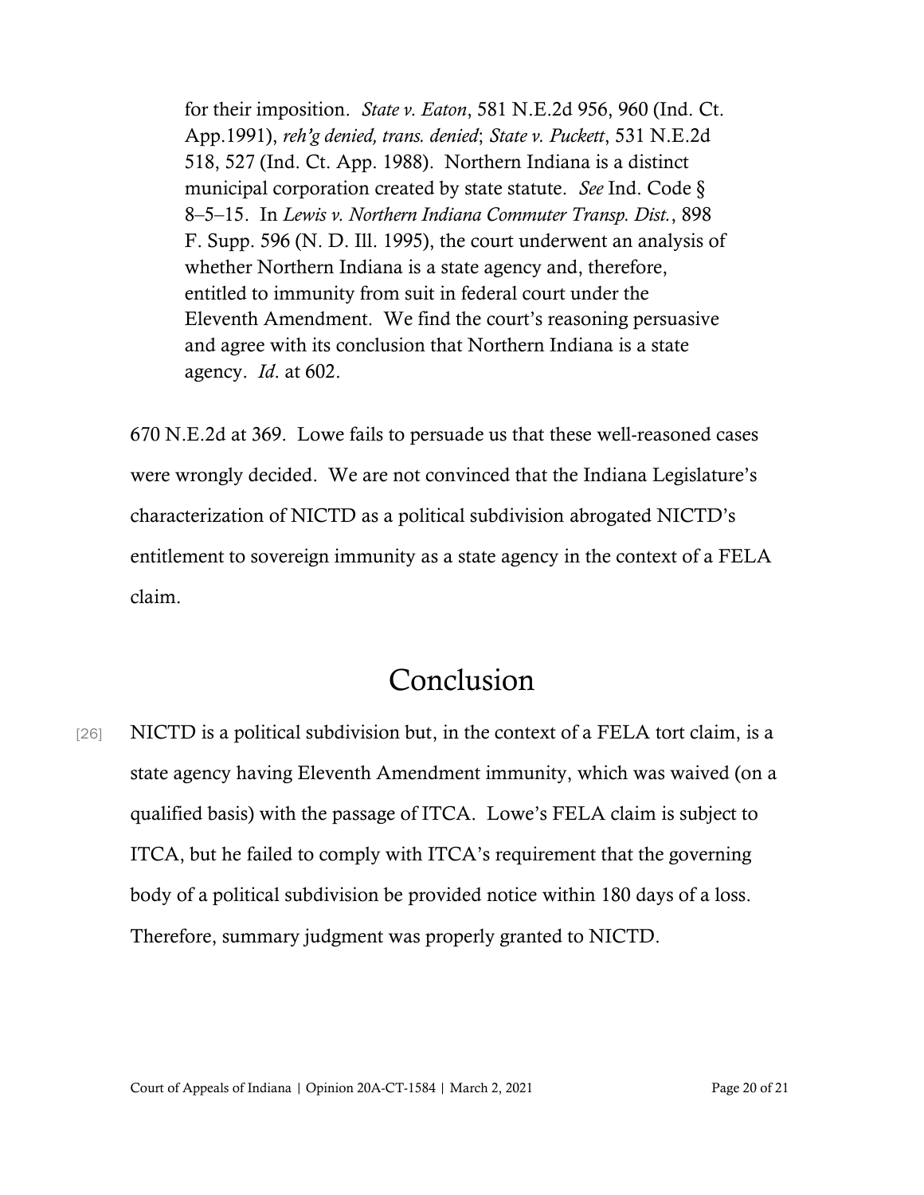> for their imposition. *State v. Eaton*, 581 N.E.2d 956, 960 (Ind. Ct. App.1991), *reh'g denied, trans. denied*; *State v. Puckett*, 531 N.E.2d 518, 527 (Ind. Ct. App. 1988). Northern Indiana is a distinct municipal corporation created by state statute. *See* Ind. Code § 8–5–15. In *Lewis v. Northern Indiana Commuter Transp. Dist.*, 898 F. Supp. 596 (N. D. Ill. 1995), the court underwent an analysis of whether Northern Indiana is a state agency and, therefore, entitled to immunity from suit in federal court under the Eleventh Amendment. We find the court's reasoning persuasive and agree with its conclusion that Northern Indiana is a state agency. *Id.* at 602.

670 N.E.2d at 369. Lowe fails to persuade us that these well-reasoned cases were wrongly decided. We are not convinced that the Indiana Legislature's characterization of NICTD as a political subdivision abrogated NICTD's entitlement to sovereign immunity as a state agency in the context of a FELA claim.

# Conclusion

[26] NICTD is a political subdivision but, in the context of a FELA tort claim, is a state agency having Eleventh Amendment immunity, which was waived (on a qualified basis) with the passage of ITCA. Lowe's FELA claim is subject to ITCA, but he failed to comply with ITCA's requirement that the governing body of a political subdivision be provided notice within 180 days of a loss. Therefore, summary judgment was properly granted to NICTD.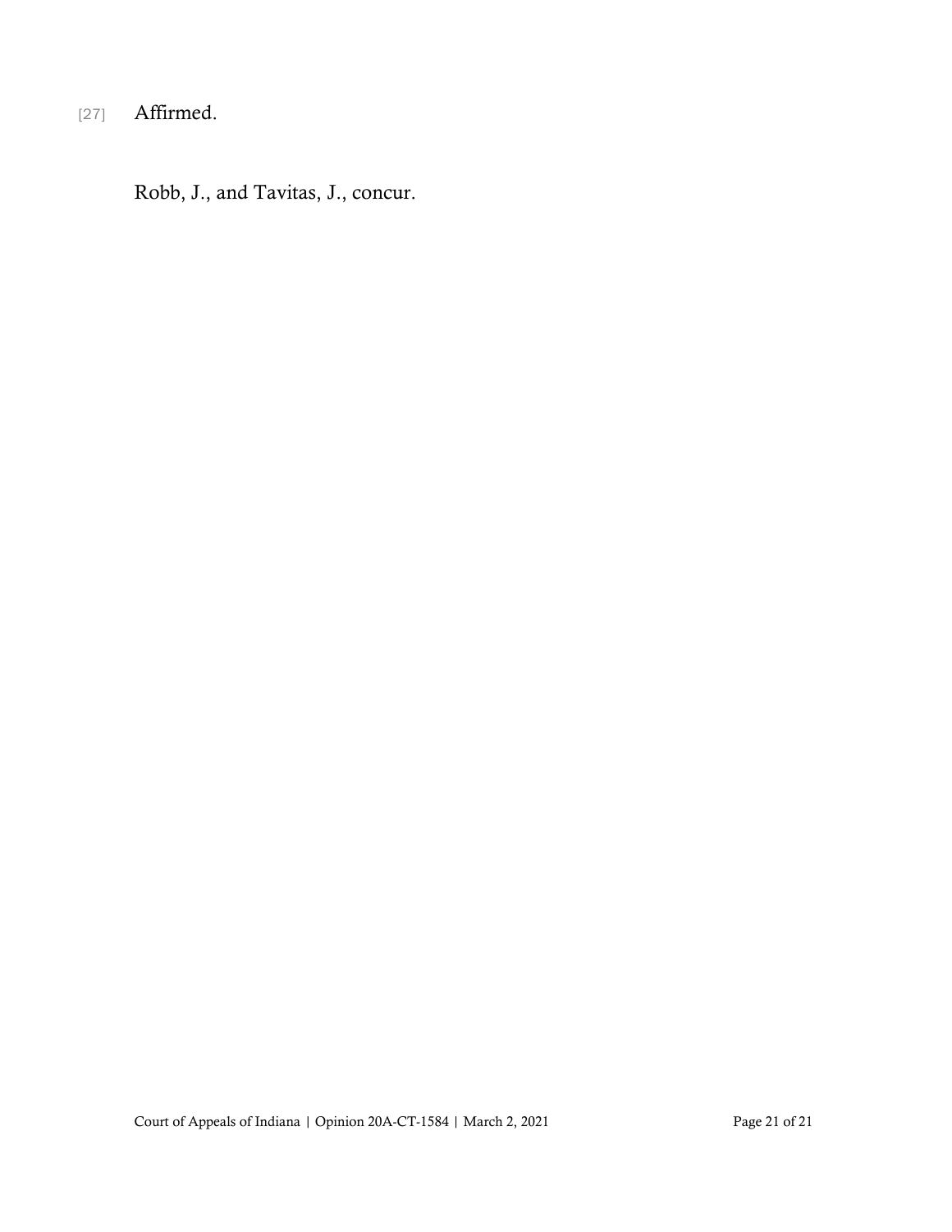[27] Affirmed.

Robb, J., and Tavitas, J., concur.